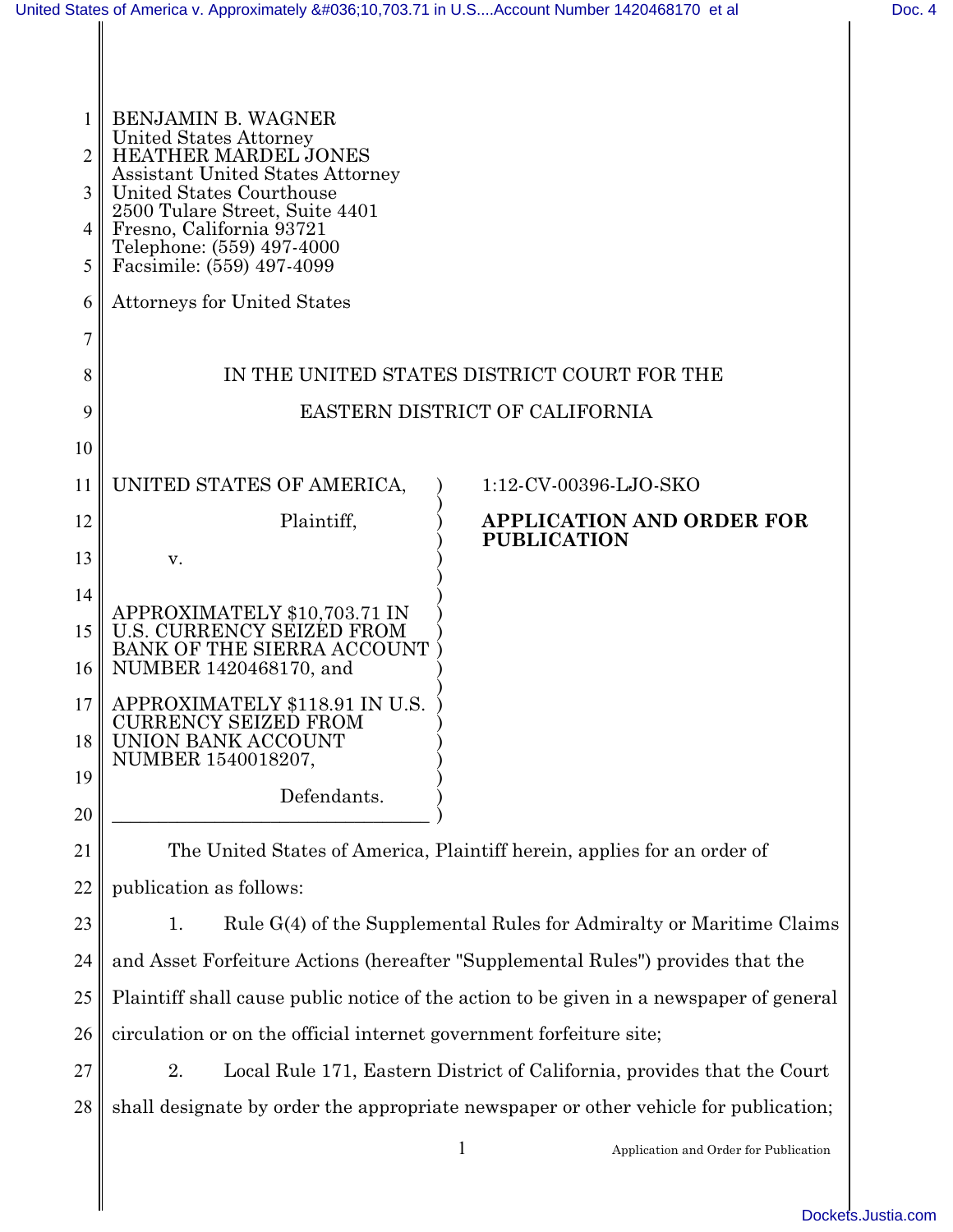BENJAMIN B. WAGNER
United States Attorney
HEATHER MARDEL JONES
Assistant United States Attorney
United States Courthouse
2500 Tulare Street, Suite 4401
Fresno, California 93721
Telephone: (559) 497-4000
Facsimile: (559) 497-4099

Attorneys for United States

IN THE UNITED STATES DISTRICT COURT FOR THE

EASTERN DISTRICT OF CALIFORNIA

UNITED STATES OF AMERICA,

Plaintiff,

v.

APPROXIMATELY $10,703.71 IN U.S. CURRENCY SEIZED FROM BANK OF THE SIERRA ACCOUNT NUMBER 1420468170, and

APPROXIMATELY $118.91 IN U.S. CURRENCY SEIZED FROM UNION BANK ACCOUNT NUMBER 1540018207,

Defendants.

1:12-CV-00396-LJO-SKO

**APPLICATION AND ORDER FOR PUBLICATION**

The United States of America, Plaintiff herein, applies for an order of publication as follows:

1. Rule G(4) of the Supplemental Rules for Admiralty or Maritime Claims and Asset Forfeiture Actions (hereafter "Supplemental Rules") provides that the Plaintiff shall cause public notice of the action to be given in a newspaper of general circulation or on the official internet government forfeiture site;

2. Local Rule 171, Eastern District of California, provides that the Court shall designate by order the appropriate newspaper or other vehicle for publication;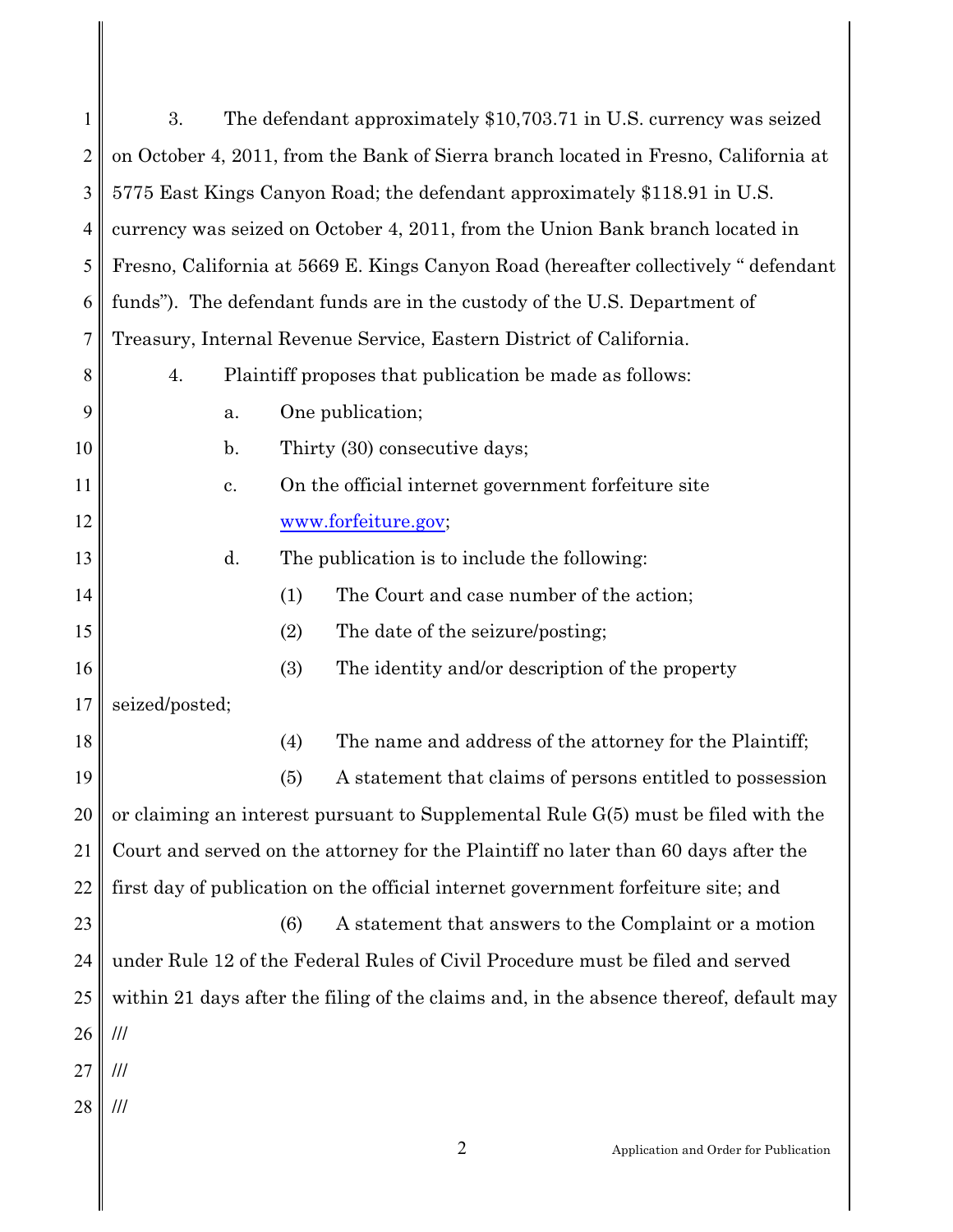3. The defendant approximately $10,703.71 in U.S. currency was seized on October 4, 2011, from the Bank of Sierra branch located in Fresno, California at 5775 East Kings Canyon Road; the defendant approximately $118.91 in U.S. currency was seized on October 4, 2011, from the Union Bank branch located in Fresno, California at 5669 E. Kings Canyon Road (hereafter collectively " defendant funds"). The defendant funds are in the custody of the U.S. Department of Treasury, Internal Revenue Service, Eastern District of California.

4. Plaintiff proposes that publication be made as follows:

a. One publication;

b. Thirty (30) consecutive days;

c. On the official internet government forfeiture site www.forfeiture.gov;

d. The publication is to include the following:

(1) The Court and case number of the action;

(2) The date of the seizure/posting;

(3) The identity and/or description of the property seized/posted;

(4) The name and address of the attorney for the Plaintiff;

(5) A statement that claims of persons entitled to possession or claiming an interest pursuant to Supplemental Rule G(5) must be filed with the Court and served on the attorney for the Plaintiff no later than 60 days after the first day of publication on the official internet government forfeiture site; and

(6) A statement that answers to the Complaint or a motion under Rule 12 of the Federal Rules of Civil Procedure must be filed and served within 21 days after the filing of the claims and, in the absence thereof, default may

///

///

///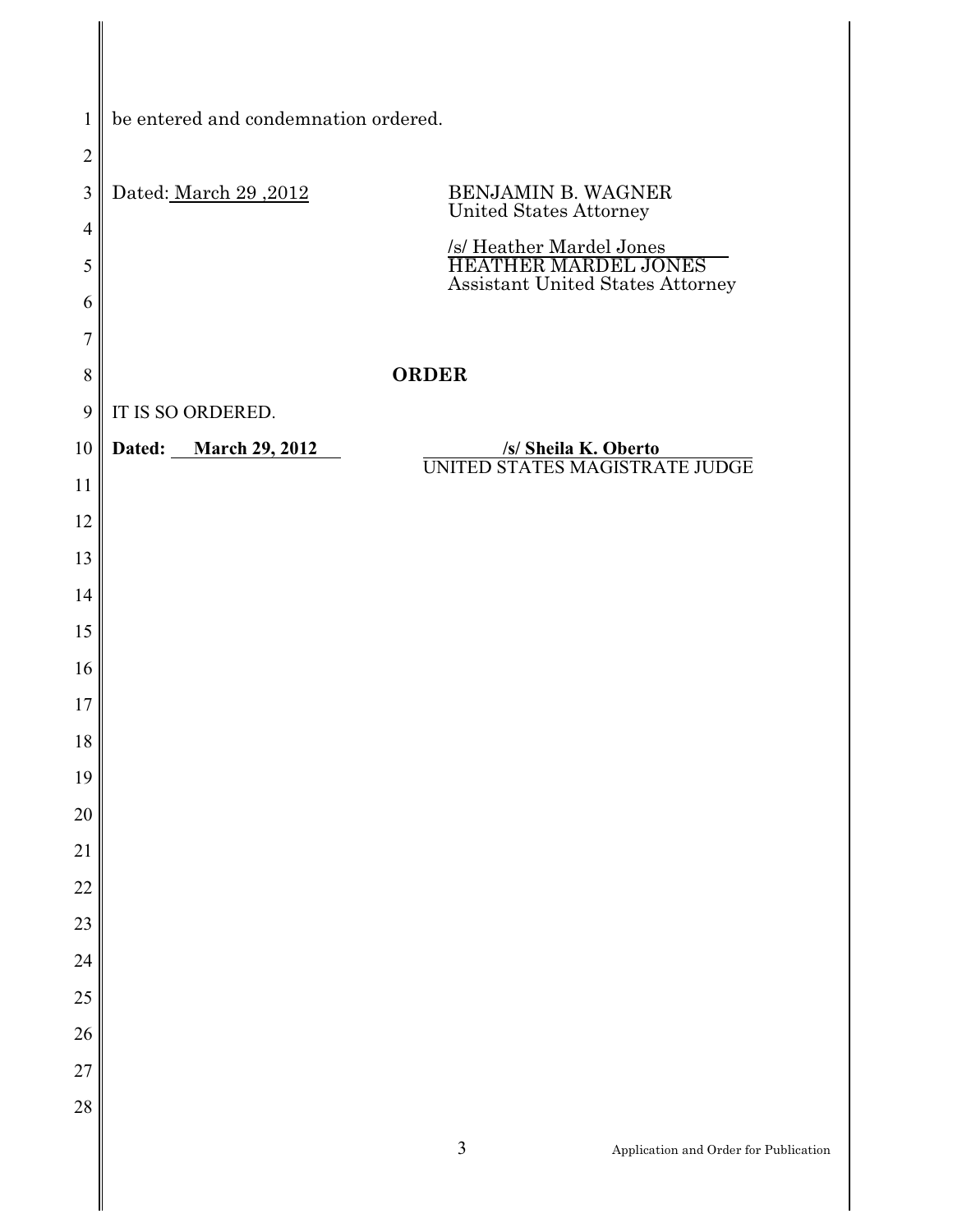be entered and condemnation ordered.

Dated: March 29 ,2012

BENJAMIN B. WAGNER
United States Attorney

/s/ Heather Mardel Jones
HEATHER MARDEL JONES
Assistant United States Attorney

**ORDER**

IT IS SO ORDERED.

**Dated: March 29, 2012**

**/s/ Sheila K. Oberto**
UNITED STATES MAGISTRATE JUDGE